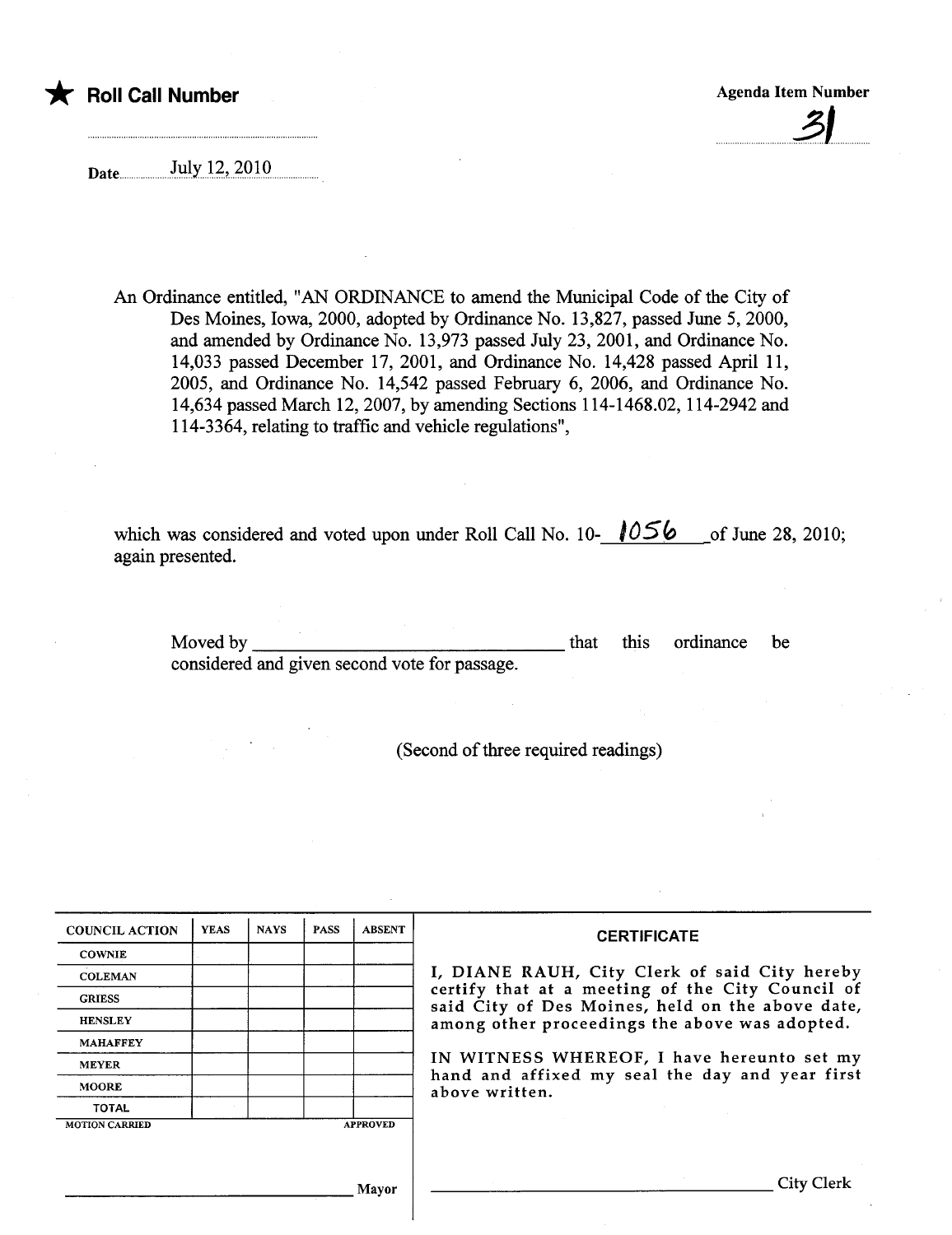★ **Roll Call Number**

Agenda Item Number

31

Date July 12, 2010

An Ordinance entitled, "AN ORDINANCE to amend the Municipal Code of the City of Des Moines, Iowa, 2000, adopted by Ordinance No. 13,827, passed June 5, 2000, and amended by Ordinance No. 13,973 passed July 23, 2001, and Ordinance No. 14,033 passed December 17, 2001, and Ordinance No. 14,428 passed April 11, 2005, and Ordinance No. 14,542 passed February 6, 2006, and Ordinance No. 14,634 passed March 12, 2007, by amending Sections 114-1468.02, 114-2942 and 114-3364, relating to traffic and vehicle regulations",

which was considered and voted upon under Roll Call No. 10-1056 of June 28, 2010; again presented.

Moved by ______________________________ that this ordinance be considered and given second vote for passage.

(Second of three required readings)

| COUNCIL ACTION | YEAS | NAYS | PASS | ABSENT |
|---|---|---|---|---|
| COWNIE | | | | |
| COLEMAN | | | | |
| GRIESS | | | | |
| HENSLEY | | | | |
| MAHAFFEY | | | | |
| MEYER | | | | |
| MOORE | | | | |
| TOTAL | | | | |

MOTION CARRIED APPROVED

______________________________ Mayor

**CERTIFICATE**

I, DIANE RAUH, City Clerk of said City hereby certify that at a meeting of the City Council of said City of Des Moines, held on the above date, among other proceedings the above was adopted.

IN WITNESS WHEREOF, I have hereunto set my hand and affixed my seal the day and year first above written.

______________________________ City Clerk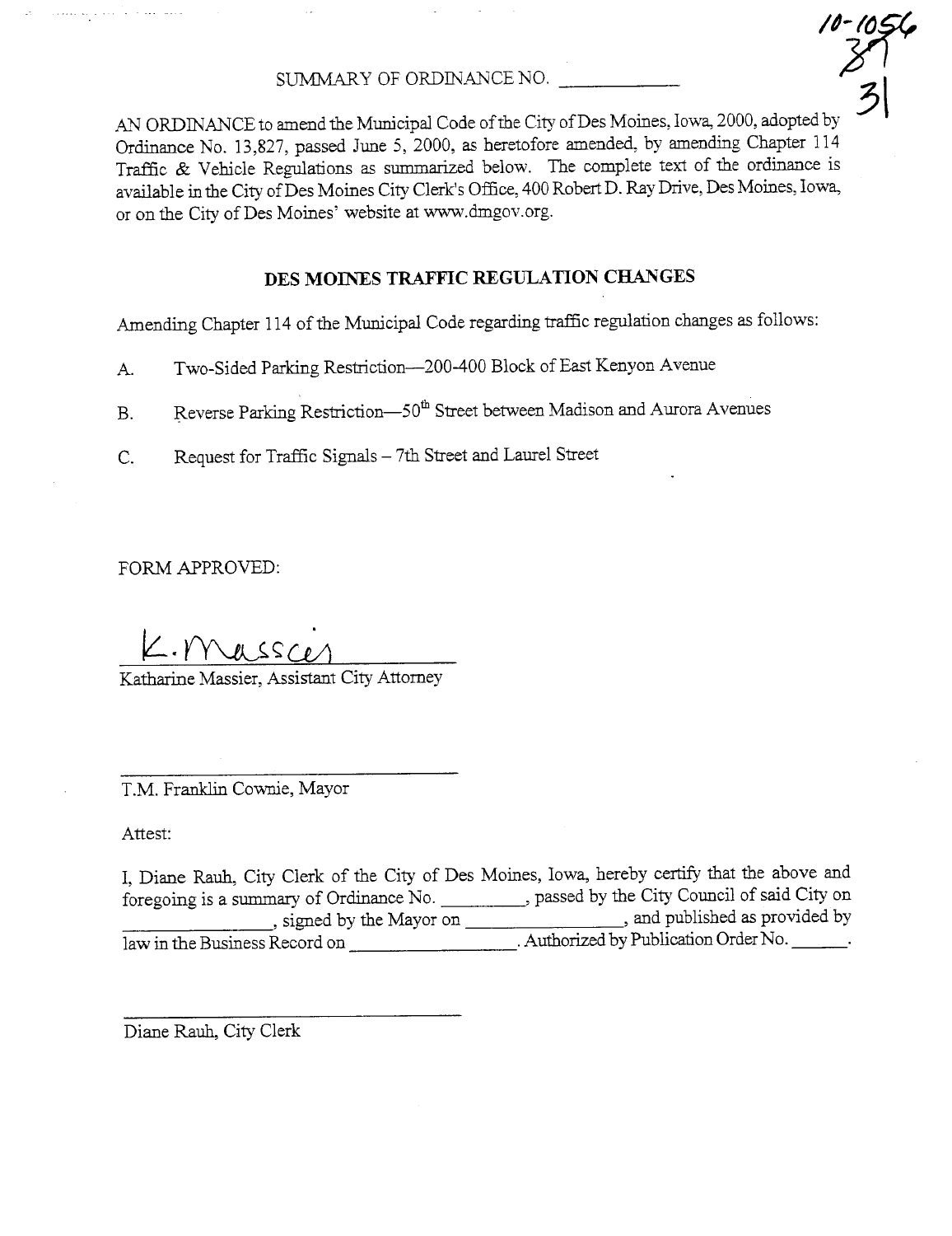10-1056
37
31

SUMMARY OF ORDINANCE NO. ___________

AN ORDINANCE to amend the Municipal Code of the City of Des Moines, Iowa, 2000, adopted by Ordinance No. 13,827, passed June 5, 2000, as heretofore amended, by amending Chapter 114 Traffic & Vehicle Regulations as summarized below. The complete text of the ordinance is available in the City of Des Moines City Clerk's Office, 400 Robert D. Ray Drive, Des Moines, Iowa, or on the City of Des Moines' website at www.dmgov.org.

## DES MOINES TRAFFIC REGULATION CHANGES

Amending Chapter 114 of the Municipal Code regarding traffic regulation changes as follows:

A. Two-Sided Parking Restriction—200-400 Block of East Kenyon Avenue

B. Reverse Parking Restriction—50th Street between Madison and Aurora Avenues

C. Request for Traffic Signals – 7th Street and Laurel Street

FORM APPROVED:

K. Massier

Katharine Massier, Assistant City Attorney

_________________________________

T.M. Franklin Cownie, Mayor

Attest:

I, Diane Rauh, City Clerk of the City of Des Moines, Iowa, hereby certify that the above and foregoing is a summary of Ordinance No. _________, passed by the City Council of said City on _______________, signed by the Mayor on _________________, and published as provided by law in the Business Record on _________________. Authorized by Publication Order No. ______.

_________________________________

Diane Rauh, City Clerk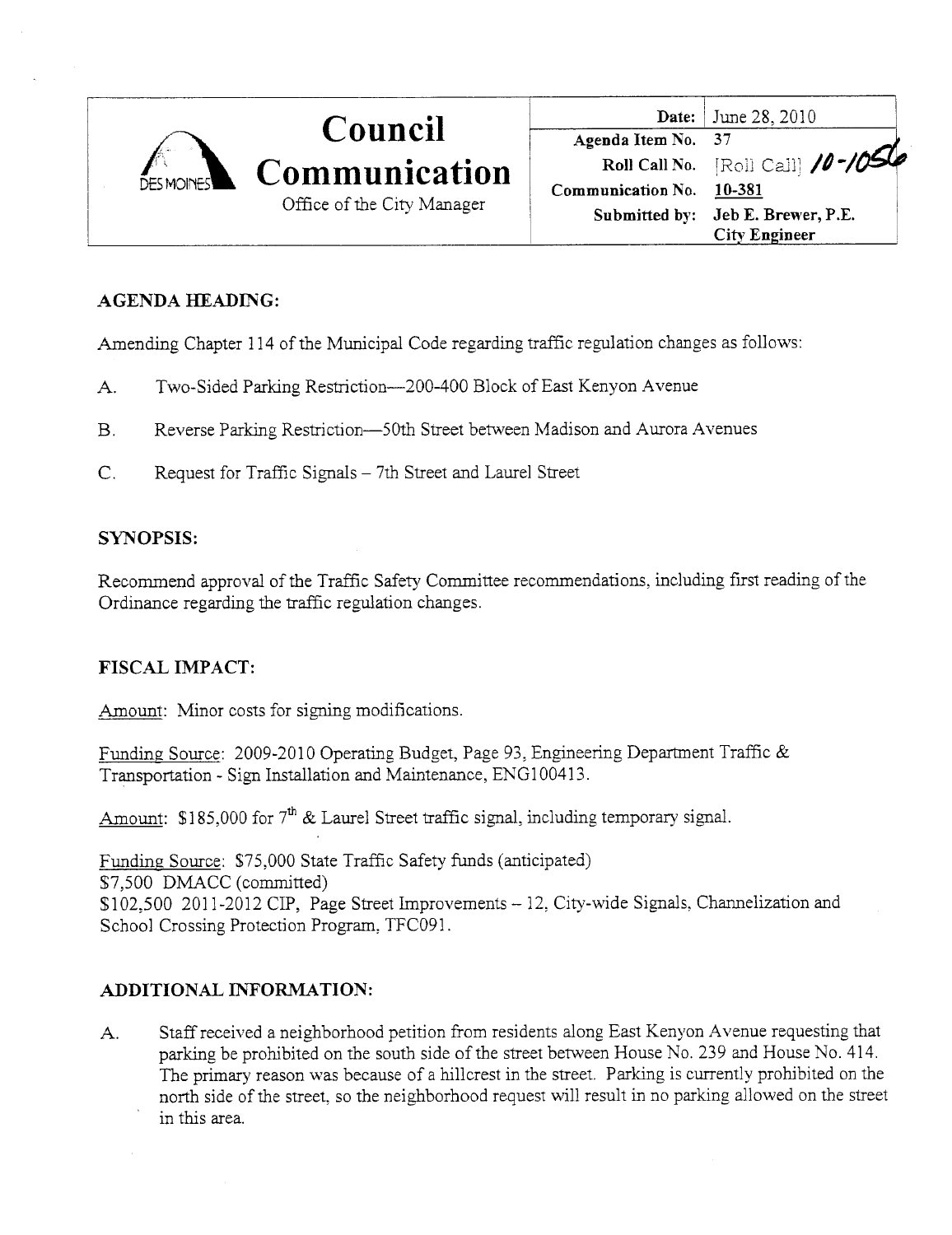# Council Communication

Office of the City Manager

| | |
|---|---|
| **Date:** | June 28, 2010 |
| **Agenda Item No.** | 37 |
| **Roll Call No.** | [Roll Call] 10-1056 |
| **Communication No.** | 10-381 |
| **Submitted by:** | Jeb E. Brewer, P.E. City Engineer |

## AGENDA HEADING:

Amending Chapter 114 of the Municipal Code regarding traffic regulation changes as follows:

A. Two-Sided Parking Restriction—200-400 Block of East Kenyon Avenue

B. Reverse Parking Restriction—50th Street between Madison and Aurora Avenues

C. Request for Traffic Signals – 7th Street and Laurel Street

## SYNOPSIS:

Recommend approval of the Traffic Safety Committee recommendations, including first reading of the Ordinance regarding the traffic regulation changes.

## FISCAL IMPACT:

Amount: Minor costs for signing modifications.

Funding Source: 2009-2010 Operating Budget, Page 93, Engineering Department Traffic & Transportation - Sign Installation and Maintenance, ENG100413.

Amount: $185,000 for 7th & Laurel Street traffic signal, including temporary signal.

Funding Source: $75,000 State Traffic Safety funds (anticipated)
$7,500 DMACC (committed)
$102,500 2011-2012 CIP, Page Street Improvements – 12, City-wide Signals, Channelization and School Crossing Protection Program, TFC091.

## ADDITIONAL INFORMATION:

A. Staff received a neighborhood petition from residents along East Kenyon Avenue requesting that parking be prohibited on the south side of the street between House No. 239 and House No. 414. The primary reason was because of a hillcrest in the street. Parking is currently prohibited on the north side of the street, so the neighborhood request will result in no parking allowed on the street in this area.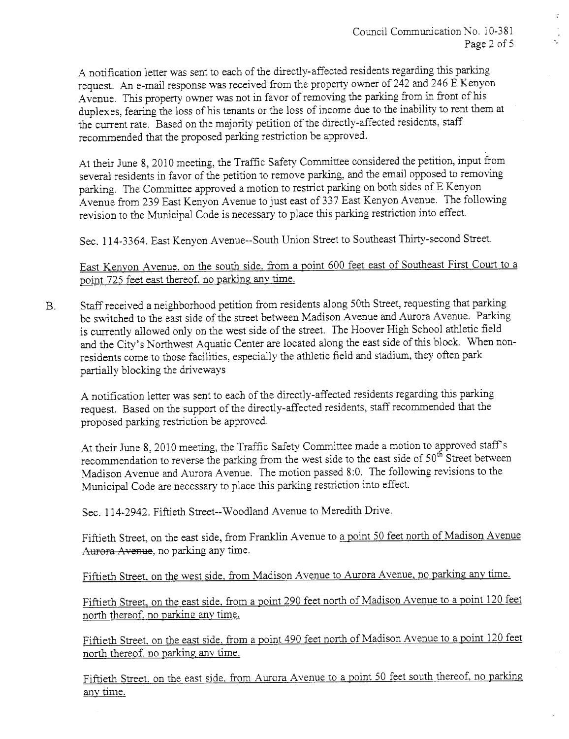A notification letter was sent to each of the directly-affected residents regarding this parking request. An e-mail response was received from the property owner of 242 and 246 E Kenyon Avenue. This property owner was not in favor of removing the parking from in front of his duplexes, fearing the loss of his tenants or the loss of income due to the inability to rent them at the current rate. Based on the majority petition of the directly-affected residents, staff recommended that the proposed parking restriction be approved.

At their June 8, 2010 meeting, the Traffic Safety Committee considered the petition, input from several residents in favor of the petition to remove parking, and the email opposed to removing parking. The Committee approved a motion to restrict parking on both sides of E Kenyon Avenue from 239 East Kenyon Avenue to just east of 337 East Kenyon Avenue. The following revision to the Municipal Code is necessary to place this parking restriction into effect.

Sec. 114-3364. East Kenyon Avenue--South Union Street to Southeast Thirty-second Street.

<u>East Kenyon Avenue, on the south side, from a point 600 feet east of Southeast First Court to a point 725 feet east thereof, no parking any time.</u>

B. Staff received a neighborhood petition from residents along 50th Street, requesting that parking be switched to the east side of the street between Madison Avenue and Aurora Avenue. Parking is currently allowed only on the west side of the street. The Hoover High School athletic field and the City's Northwest Aquatic Center are located along the east side of this block. When non-residents come to those facilities, especially the athletic field and stadium, they often park partially blocking the driveways

A notification letter was sent to each of the directly-affected residents regarding this parking request. Based on the support of the directly-affected residents, staff recommended that the proposed parking restriction be approved.

At their June 8, 2010 meeting, the Traffic Safety Committee made a motion to approved staff's recommendation to reverse the parking from the west side to the east side of 50th Street between Madison Avenue and Aurora Avenue. The motion passed 8:0. The following revisions to the Municipal Code are necessary to place this parking restriction into effect.

Sec. 114-2942. Fiftieth Street--Woodland Avenue to Meredith Drive.

Fiftieth Street, on the east side, from Franklin Avenue to <u>a point 50 feet north of Madison Avenue</u> ~~Aurora Avenue~~, no parking any time.

<u>Fiftieth Street, on the west side, from Madison Avenue to Aurora Avenue, no parking any time.</u>

<u>Fiftieth Street, on the east side, from a point 290 feet north of Madison Avenue to a point 120 feet north thereof, no parking any time.</u>

<u>Fiftieth Street, on the east side, from a point 490 feet north of Madison Avenue to a point 120 feet north thereof, no parking any time.</u>

<u>Fiftieth Street, on the east side, from Aurora Avenue to a point 50 feet south thereof, no parking any time.</u>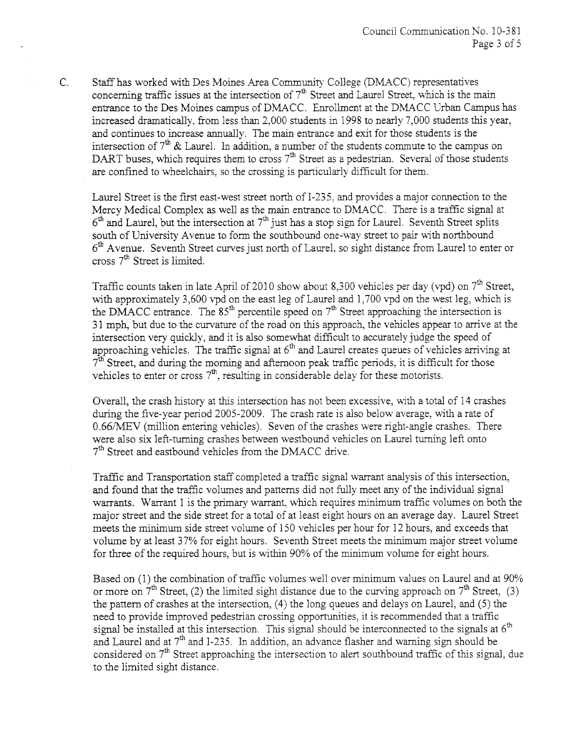C. Staff has worked with Des Moines Area Community College (DMACC) representatives concerning traffic issues at the intersection of 7th Street and Laurel Street, which is the main entrance to the Des Moines campus of DMACC. Enrollment at the DMACC Urban Campus has increased dramatically, from less than 2,000 students in 1998 to nearly 7,000 students this year, and continues to increase annually. The main entrance and exit for those students is the intersection of 7th & Laurel. In addition, a number of the students commute to the campus on DART buses, which requires them to cross 7th Street as a pedestrian. Several of those students are confined to wheelchairs, so the crossing is particularly difficult for them.

Laurel Street is the first east-west street north of I-235, and provides a major connection to the Mercy Medical Complex as well as the main entrance to DMACC. There is a traffic signal at 6th and Laurel, but the intersection at 7th just has a stop sign for Laurel. Seventh Street splits south of University Avenue to form the southbound one-way street to pair with northbound 6th Avenue. Seventh Street curves just north of Laurel, so sight distance from Laurel to enter or cross 7th Street is limited.

Traffic counts taken in late April of 2010 show about 8,300 vehicles per day (vpd) on 7th Street, with approximately 3,600 vpd on the east leg of Laurel and 1,700 vpd on the west leg, which is the DMACC entrance. The 85th percentile speed on 7th Street approaching the intersection is 31 mph, but due to the curvature of the road on this approach, the vehicles appear to arrive at the intersection very quickly, and it is also somewhat difficult to accurately judge the speed of approaching vehicles. The traffic signal at 6th and Laurel creates queues of vehicles arriving at 7th Street, and during the morning and afternoon peak traffic periods, it is difficult for those vehicles to enter or cross 7th, resulting in considerable delay for these motorists.

Overall, the crash history at this intersection has not been excessive, with a total of 14 crashes during the five-year period 2005-2009. The crash rate is also below average, with a rate of 0.66/MEV (million entering vehicles). Seven of the crashes were right-angle crashes. There were also six left-turning crashes between westbound vehicles on Laurel turning left onto 7th Street and eastbound vehicles from the DMACC drive.

Traffic and Transportation staff completed a traffic signal warrant analysis of this intersection, and found that the traffic volumes and patterns did not fully meet any of the individual signal warrants. Warrant 1 is the primary warrant, which requires minimum traffic volumes on both the major street and the side street for a total of at least eight hours on an average day. Laurel Street meets the minimum side street volume of 150 vehicles per hour for 12 hours, and exceeds that volume by at least 37% for eight hours. Seventh Street meets the minimum major street volume for three of the required hours, but is within 90% of the minimum volume for eight hours.

Based on (1) the combination of traffic volumes well over minimum values on Laurel and at 90% or more on 7th Street, (2) the limited sight distance due to the curving approach on 7th Street, (3) the pattern of crashes at the intersection, (4) the long queues and delays on Laurel, and (5) the need to provide improved pedestrian crossing opportunities, it is recommended that a traffic signal be installed at this intersection. This signal should be interconnected to the signals at 6th and Laurel and at 7th and I-235. In addition, an advance flasher and warning sign should be considered on 7th Street approaching the intersection to alert southbound traffic of this signal, due to the limited sight distance.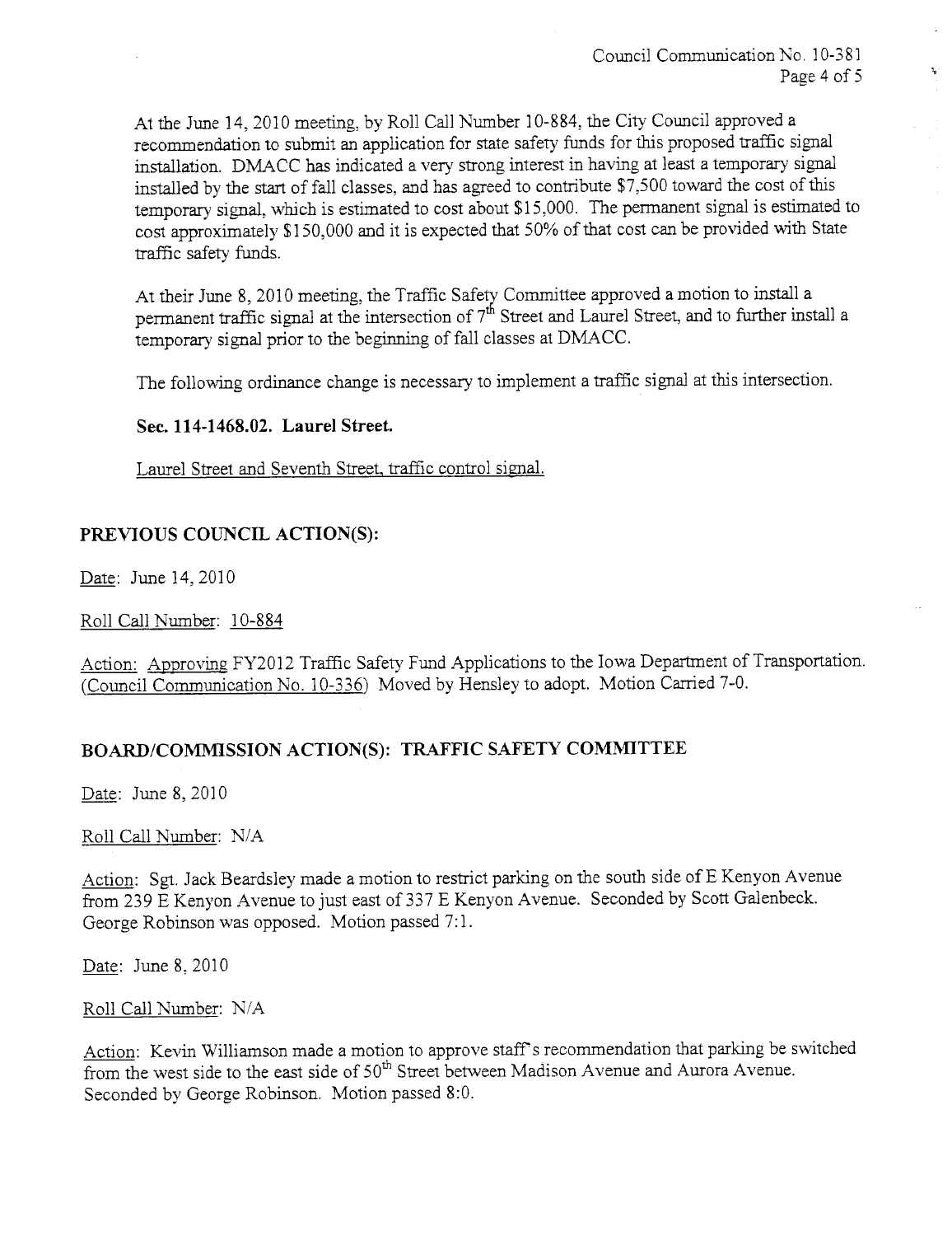At the June 14, 2010 meeting, by Roll Call Number 10-884, the City Council approved a recommendation to submit an application for state safety funds for this proposed traffic signal installation. DMACC has indicated a very strong interest in having at least a temporary signal installed by the start of fall classes, and has agreed to contribute $7,500 toward the cost of this temporary signal, which is estimated to cost about $15,000. The permanent signal is estimated to cost approximately $150,000 and it is expected that 50% of that cost can be provided with State traffic safety funds.

At their June 8, 2010 meeting, the Traffic Safety Committee approved a motion to install a permanent traffic signal at the intersection of 7th Street and Laurel Street, and to further install a temporary signal prior to the beginning of fall classes at DMACC.

The following ordinance change is necessary to implement a traffic signal at this intersection.

**Sec. 114-1468.02. Laurel Street.**

Laurel Street and Seventh Street, traffic control signal.

## PREVIOUS COUNCIL ACTION(S):

Date: June 14, 2010

Roll Call Number: 10-884

Action: Approving FY2012 Traffic Safety Fund Applications to the Iowa Department of Transportation. (Council Communication No. 10-336) Moved by Hensley to adopt. Motion Carried 7-0.

## BOARD/COMMISSION ACTION(S): TRAFFIC SAFETY COMMITTEE

Date: June 8, 2010

Roll Call Number: N/A

Action: Sgt. Jack Beardsley made a motion to restrict parking on the south side of E Kenyon Avenue from 239 E Kenyon Avenue to just east of 337 E Kenyon Avenue. Seconded by Scott Galenbeck. George Robinson was opposed. Motion passed 7:1.

Date: June 8, 2010

Roll Call Number: N/A

Action: Kevin Williamson made a motion to approve staff's recommendation that parking be switched from the west side to the east side of 50th Street between Madison Avenue and Aurora Avenue. Seconded by George Robinson. Motion passed 8:0.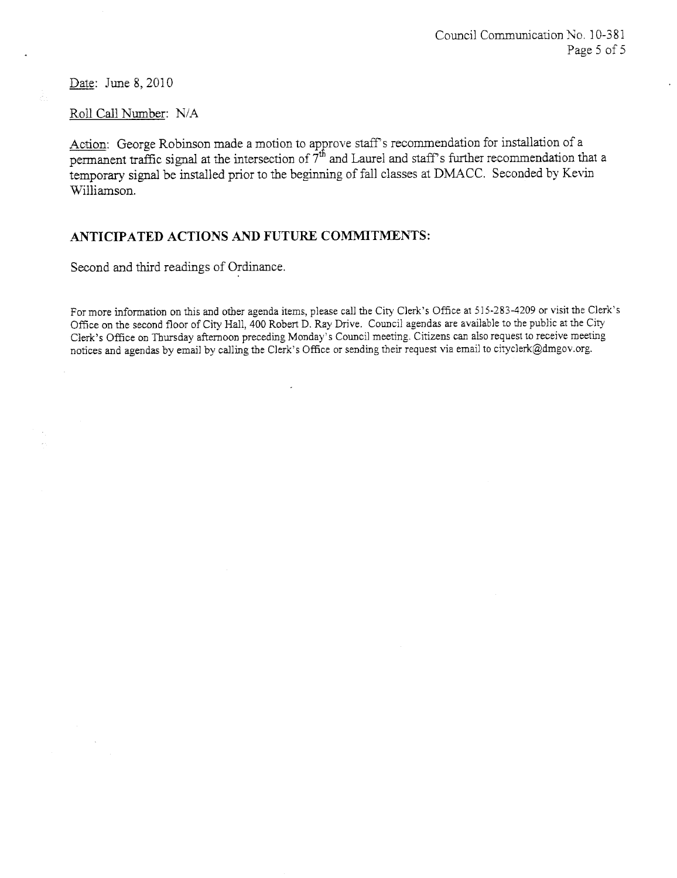Date: June 8, 2010

Roll Call Number: N/A

Action: George Robinson made a motion to approve staff's recommendation for installation of a permanent traffic signal at the intersection of 7th and Laurel and staff's further recommendation that a temporary signal be installed prior to the beginning of fall classes at DMACC. Seconded by Kevin Williamson.

## ANTICIPATED ACTIONS AND FUTURE COMMITMENTS:

Second and third readings of Ordinance.

For more information on this and other agenda items, please call the City Clerk's Office at 515-283-4209 or visit the Clerk's Office on the second floor of City Hall, 400 Robert D. Ray Drive. Council agendas are available to the public at the City Clerk's Office on Thursday afternoon preceding Monday's Council meeting. Citizens can also request to receive meeting notices and agendas by email by calling the Clerk's Office or sending their request via email to cityclerk@dmgov.org.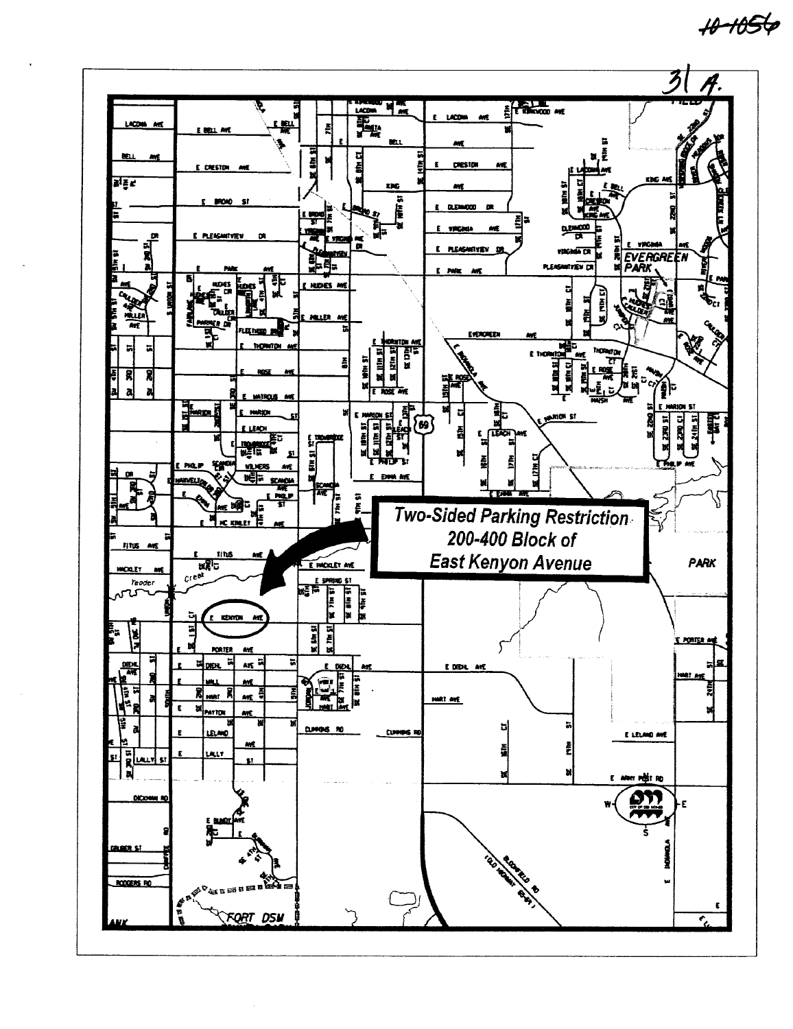10-1056

31 A.

**Two-Sided Parking Restriction 200-400 Block of East Kenyon Avenue**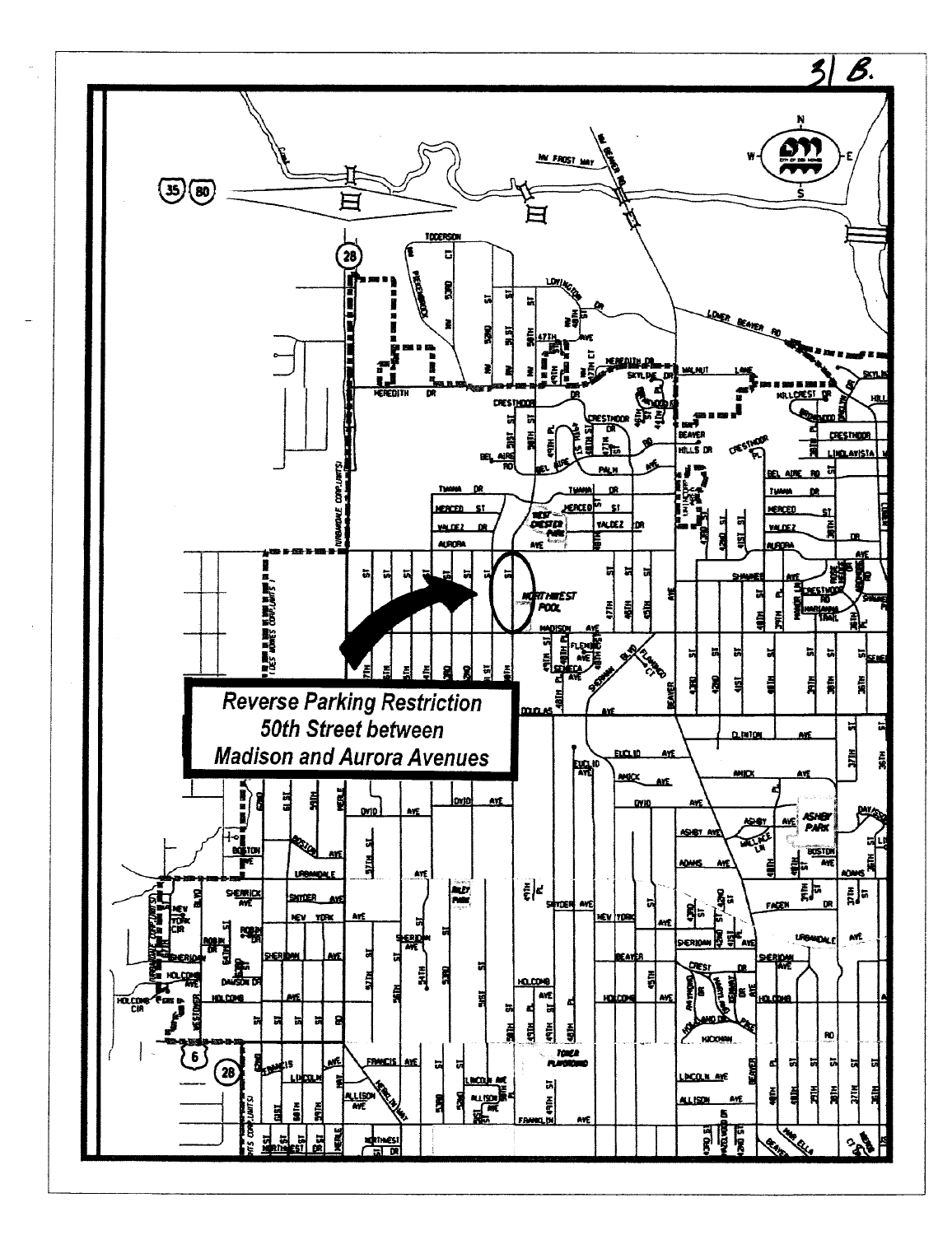31 B.

**Reverse Parking Restriction**
**50th Street between**
**Madison and Aurora Avenues**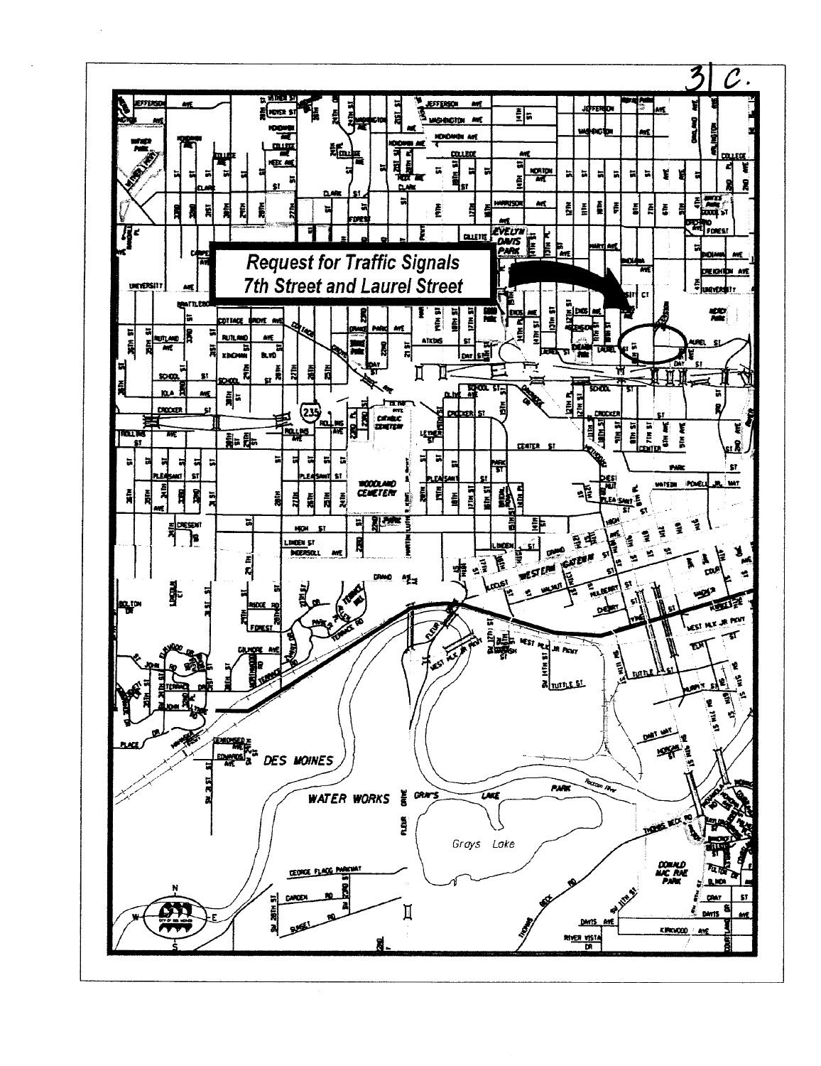31 C.

**Request for Traffic Signals**
**7th Street and Laurel Street**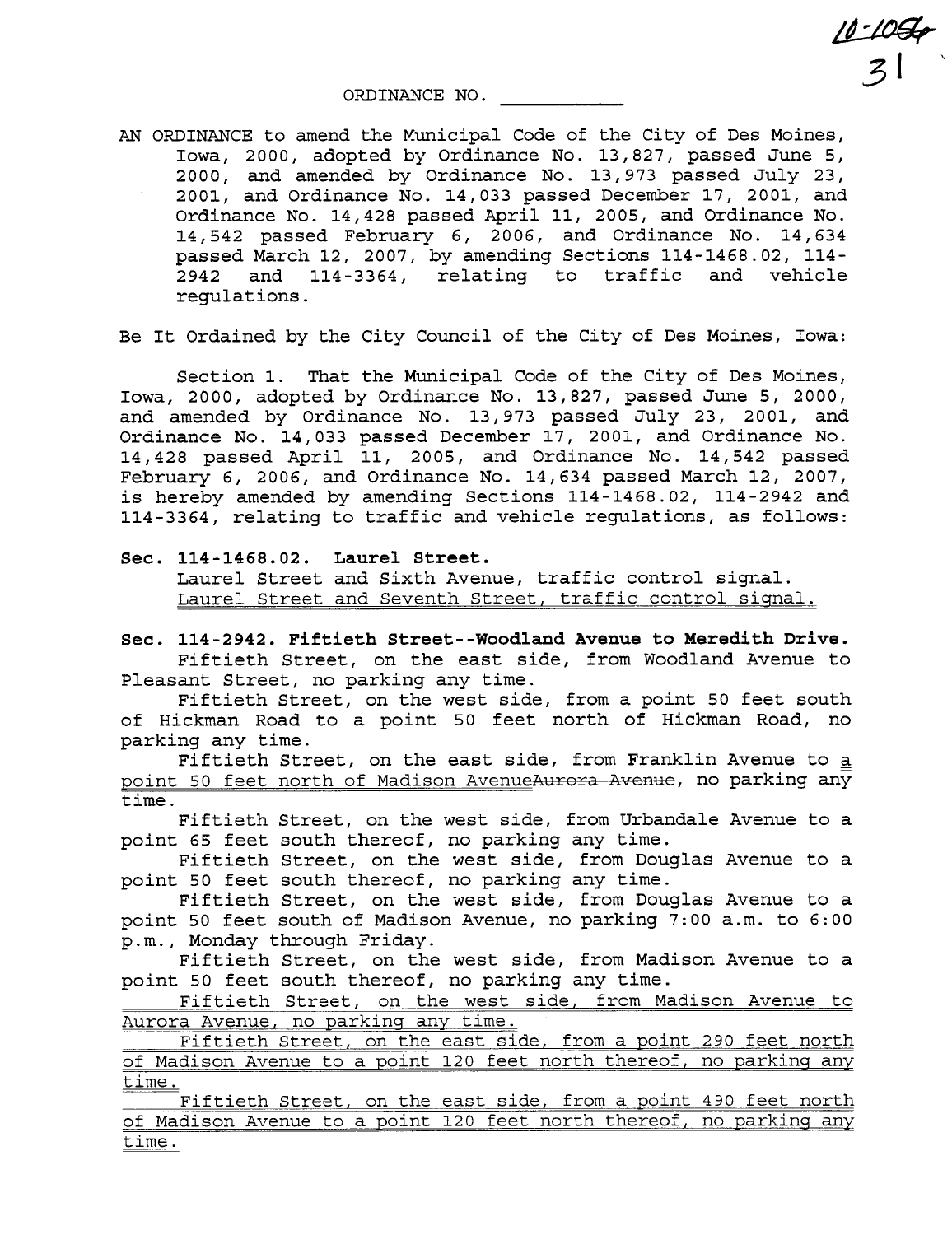10-1054
31

ORDINANCE NO. \_\_\_\_\_\_\_\_\_\_

AN ORDINANCE to amend the Municipal Code of the City of Des Moines, Iowa, 2000, adopted by Ordinance No. 13,827, passed June 5, 2000, and amended by Ordinance No. 13,973 passed July 23, 2001, and Ordinance No. 14,033 passed December 17, 2001, and Ordinance No. 14,428 passed April 11, 2005, and Ordinance No. 14,542 passed February 6, 2006, and Ordinance No. 14,634 passed March 12, 2007, by amending Sections 114-1468.02, 114-2942 and 114-3364, relating to traffic and vehicle regulations.

Be It Ordained by the City Council of the City of Des Moines, Iowa:

Section 1. That the Municipal Code of the City of Des Moines, Iowa, 2000, adopted by Ordinance No. 13,827, passed June 5, 2000, and amended by Ordinance No. 13,973 passed July 23, 2001, and Ordinance No. 14,033 passed December 17, 2001, and Ordinance No. 14,428 passed April 11, 2005, and Ordinance No. 14,542 passed February 6, 2006, and Ordinance No. 14,634 passed March 12, 2007, is hereby amended by amending Sections 114-1468.02, 114-2942 and 114-3364, relating to traffic and vehicle regulations, as follows:

**Sec. 114-1468.02. Laurel Street.**

Laurel Street and Sixth Avenue, traffic control signal.
<u>Laurel Street and Seventh Street, traffic control signal.</u>

**Sec. 114-2942. Fiftieth Street--Woodland Avenue to Meredith Drive.**

Fiftieth Street, on the east side, from Woodland Avenue to Pleasant Street, no parking any time.

Fiftieth Street, on the west side, from a point 50 feet south of Hickman Road to a point 50 feet north of Hickman Road, no parking any time.

Fiftieth Street, on the east side, from Franklin Avenue to <u>a point 50 feet north of Madison Avenue</u>~~Aurora Avenue~~, no parking any time.

Fiftieth Street, on the west side, from Urbandale Avenue to a point 65 feet south thereof, no parking any time.

Fiftieth Street, on the west side, from Douglas Avenue to a point 50 feet south thereof, no parking any time.

Fiftieth Street, on the west side, from Douglas Avenue to a point 50 feet south of Madison Avenue, no parking 7:00 a.m. to 6:00 p.m., Monday through Friday.

Fiftieth Street, on the west side, from Madison Avenue to a point 50 feet south thereof, no parking any time.

<u>Fiftieth Street, on the west side, from Madison Avenue to Aurora Avenue, no parking any time.</u>

<u>Fiftieth Street, on the east side, from a point 290 feet north of Madison Avenue to a point 120 feet north thereof, no parking any time.</u>

<u>Fiftieth Street, on the east side, from a point 490 feet north of Madison Avenue to a point 120 feet north thereof, no parking any time.</u>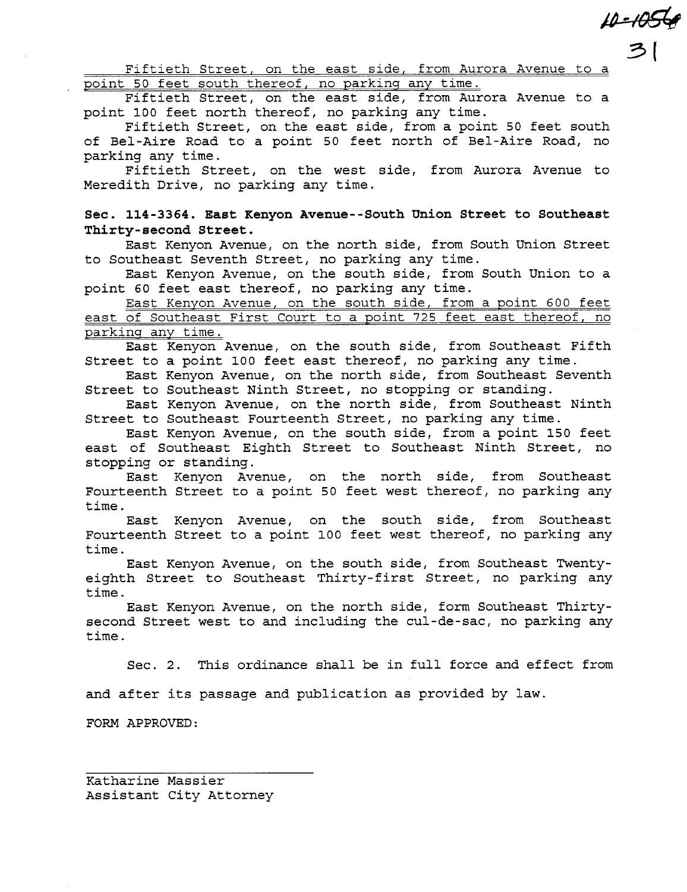10-1056

31

<u>Fiftieth Street, on the east side, from Aurora Avenue to a point 50 feet south thereof, no parking any time.</u>

Fiftieth Street, on the east side, from Aurora Avenue to a point 100 feet north thereof, no parking any time.

Fiftieth Street, on the east side, from a point 50 feet south of Bel-Aire Road to a point 50 feet north of Bel-Aire Road, no parking any time.

Fiftieth Street, on the west side, from Aurora Avenue to Meredith Drive, no parking any time.

**Sec. 114-3364. East Kenyon Avenue--South Union Street to Southeast Thirty-second Street.**

East Kenyon Avenue, on the north side, from South Union Street to Southeast Seventh Street, no parking any time.

East Kenyon Avenue, on the south side, from South Union to a point 60 feet east thereof, no parking any time.

<u>East Kenyon Avenue, on the south side, from a point 600 feet east of Southeast First Court to a point 725 feet east thereof, no parking any time.</u>

East Kenyon Avenue, on the south side, from Southeast Fifth Street to a point 100 feet east thereof, no parking any time.

East Kenyon Avenue, on the north side, from Southeast Seventh Street to Southeast Ninth Street, no stopping or standing.

East Kenyon Avenue, on the north side, from Southeast Ninth Street to Southeast Fourteenth Street, no parking any time.

East Kenyon Avenue, on the south side, from a point 150 feet east of Southeast Eighth Street to Southeast Ninth Street, no stopping or standing.

East Kenyon Avenue, on the north side, from Southeast Fourteenth Street to a point 50 feet west thereof, no parking any time.

East Kenyon Avenue, on the south side, from Southeast Fourteenth Street to a point 100 feet west thereof, no parking any time.

East Kenyon Avenue, on the south side, from Southeast Twenty-eighth Street to Southeast Thirty-first Street, no parking any time.

East Kenyon Avenue, on the north side, form Southeast Thirty-second Street west to and including the cul-de-sac, no parking any time.

Sec. 2. This ordinance shall be in full force and effect from and after its passage and publication as provided by law.

FORM APPROVED:

Katharine Massier
Assistant City Attorney